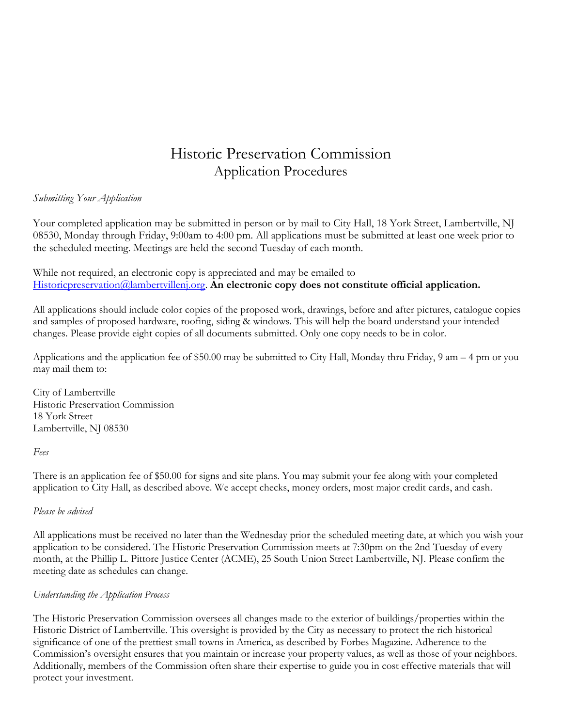# Historic Preservation Commission
## Application Procedures

*Submitting Your Application*

Your completed application may be submitted in person or by mail to City Hall, 18 York Street, Lambertville, NJ 08530, Monday through Friday, 9:00am to 4:00 pm. All applications must be submitted at least one week prior to the scheduled meeting. Meetings are held the second Tuesday of each month.

While not required, an electronic copy is appreciated and may be emailed to Historicpreservation@lambertvillenj.org. **An electronic copy does not constitute official application.**

All applications should include color copies of the proposed work, drawings, before and after pictures, catalogue copies and samples of proposed hardware, roofing, siding & windows. This will help the board understand your intended changes. Please provide eight copies of all documents submitted. Only one copy needs to be in color.

Applications and the application fee of $50.00 may be submitted to City Hall, Monday thru Friday, 9 am – 4 pm or you may mail them to:

City of Lambertville
Historic Preservation Commission
18 York Street
Lambertville, NJ 08530

*Fees*

There is an application fee of $50.00 for signs and site plans. You may submit your fee along with your completed application to City Hall, as described above. We accept checks, money orders, most major credit cards, and cash.

*Please be advised*

All applications must be received no later than the Wednesday prior the scheduled meeting date, at which you wish your application to be considered. The Historic Preservation Commission meets at 7:30pm on the 2nd Tuesday of every month, at the Phillip L. Pittore Justice Center (ACME), 25 South Union Street Lambertville, NJ. Please confirm the meeting date as schedules can change.

*Understanding the Application Process*

The Historic Preservation Commission oversees all changes made to the exterior of buildings/properties within the Historic District of Lambertville. This oversight is provided by the City as necessary to protect the rich historical significance of one of the prettiest small towns in America, as described by Forbes Magazine. Adherence to the Commission's oversight ensures that you maintain or increase your property values, as well as those of your neighbors. Additionally, members of the Commission often share their expertise to guide you in cost effective materials that will protect your investment.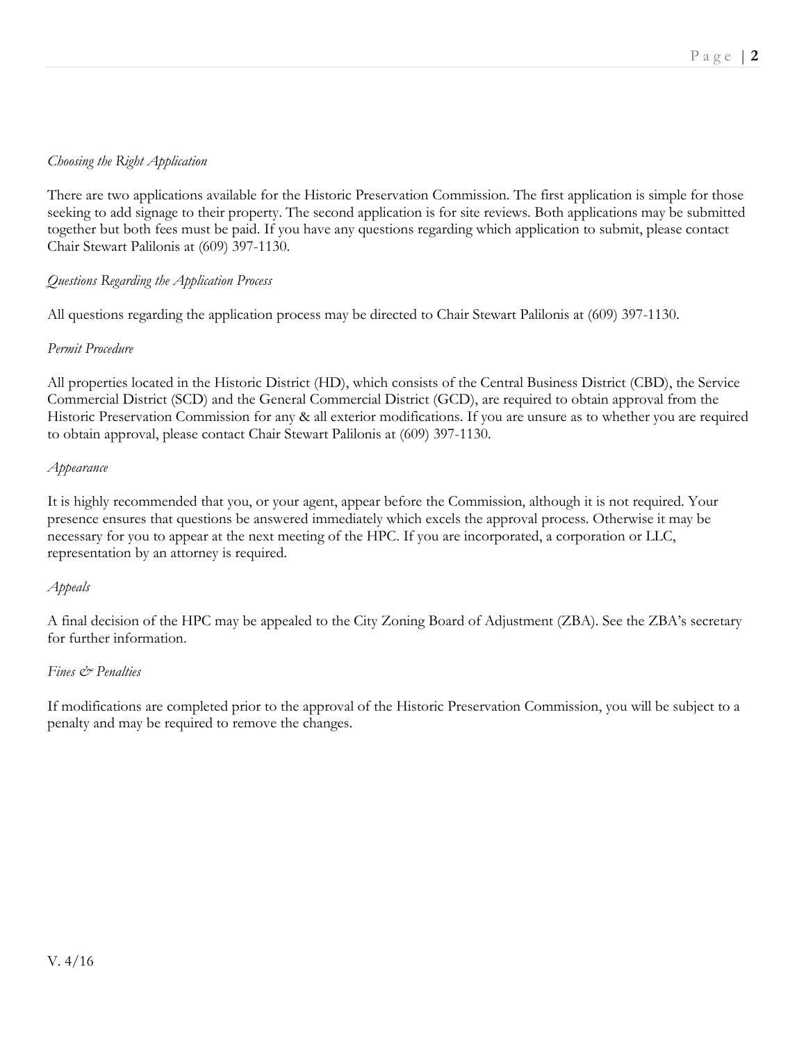*Choosing the Right Application*

There are two applications available for the Historic Preservation Commission. The first application is simple for those seeking to add signage to their property. The second application is for site reviews. Both applications may be submitted together but both fees must be paid. If you have any questions regarding which application to submit, please contact Chair Stewart Palilonis at (609) 397-1130.

*Questions Regarding the Application Process*

All questions regarding the application process may be directed to Chair Stewart Palilonis at (609) 397-1130.

*Permit Procedure*

All properties located in the Historic District (HD), which consists of the Central Business District (CBD), the Service Commercial District (SCD) and the General Commercial District (GCD), are required to obtain approval from the Historic Preservation Commission for any & all exterior modifications. If you are unsure as to whether you are required to obtain approval, please contact Chair Stewart Palilonis at (609) 397-1130.

*Appearance*

It is highly recommended that you, or your agent, appear before the Commission, although it is not required. Your presence ensures that questions be answered immediately which excels the approval process. Otherwise it may be necessary for you to appear at the next meeting of the HPC. If you are incorporated, a corporation or LLC, representation by an attorney is required.

*Appeals*

A final decision of the HPC may be appealed to the City Zoning Board of Adjustment (ZBA). See the ZBA's secretary for further information.

*Fines & Penalties*

If modifications are completed prior to the approval of the Historic Preservation Commission, you will be subject to a penalty and may be required to remove the changes.

V. 4/16